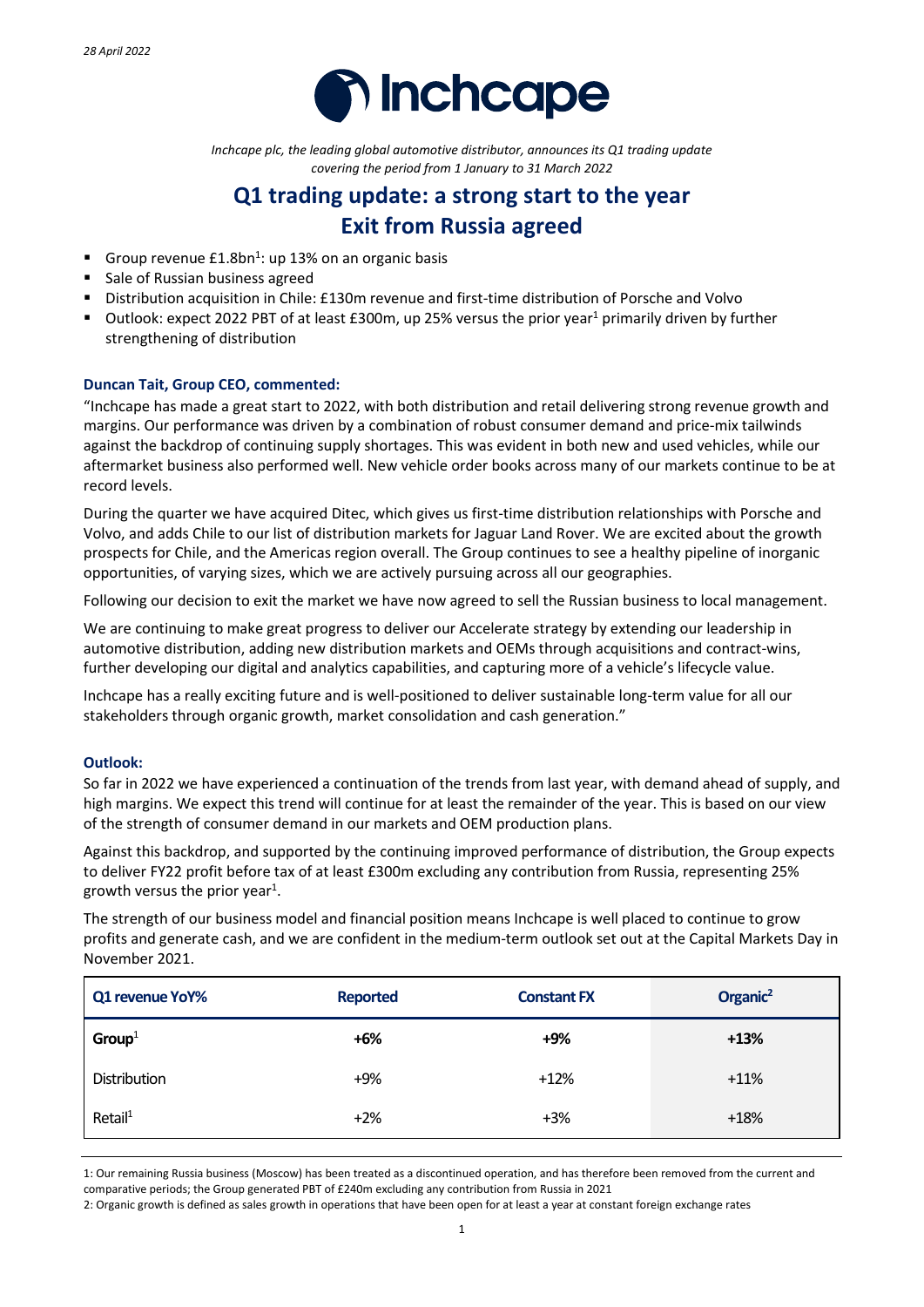*28 April 2022*

# Inchcape

*Inchcape plc, the leading global automotive distributor, announces its Q1 trading update covering the period from 1 January to 31 March 2022*

## Q1 trading update: a strong start to the year
## Exit from Russia agreed

- Group revenue £1.8bn[1]: up 13% on an organic basis
- Sale of Russian business agreed
- Distribution acquisition in Chile: £130m revenue and first-time distribution of Porsche and Volvo
- Outlook: expect 2022 PBT of at least £300m, up 25% versus the prior year[1] primarily driven by further strengthening of distribution

### Duncan Tait, Group CEO, commented:

"Inchcape has made a great start to 2022, with both distribution and retail delivering strong revenue growth and margins. Our performance was driven by a combination of robust consumer demand and price-mix tailwinds against the backdrop of continuing supply shortages. This was evident in both new and used vehicles, while our aftermarket business also performed well. New vehicle order books across many of our markets continue to be at record levels.

During the quarter we have acquired Ditec, which gives us first-time distribution relationships with Porsche and Volvo, and adds Chile to our list of distribution markets for Jaguar Land Rover. We are excited about the growth prospects for Chile, and the Americas region overall. The Group continues to see a healthy pipeline of inorganic opportunities, of varying sizes, which we are actively pursuing across all our geographies.

Following our decision to exit the market we have now agreed to sell the Russian business to local management.

We are continuing to make great progress to deliver our Accelerate strategy by extending our leadership in automotive distribution, adding new distribution markets and OEMs through acquisitions and contract-wins, further developing our digital and analytics capabilities, and capturing more of a vehicle's lifecycle value.

Inchcape has a really exciting future and is well-positioned to deliver sustainable long-term value for all our stakeholders through organic growth, market consolidation and cash generation."

### Outlook:

So far in 2022 we have experienced a continuation of the trends from last year, with demand ahead of supply, and high margins. We expect this trend will continue for at least the remainder of the year. This is based on our view of the strength of consumer demand in our markets and OEM production plans.

Against this backdrop, and supported by the continuing improved performance of distribution, the Group expects to deliver FY22 profit before tax of at least £300m excluding any contribution from Russia, representing 25% growth versus the prior year[1].

The strength of our business model and financial position means Inchcape is well placed to continue to grow profits and generate cash, and we are confident in the medium-term outlook set out at the Capital Markets Day in November 2021.

| Q1 revenue YoY% | Reported | Constant FX | Organic[2] |
|---|---|---|---|
| **Group**[1] | **+6%** | **+9%** | **+13%** |
| Distribution | +9% | +12% | +11% |
| Retail[1] | +2% | +3% | +18% |

1: Our remaining Russia business (Moscow) has been treated as a discontinued operation, and has therefore been removed from the current and comparative periods; the Group generated PBT of £240m excluding any contribution from Russia in 2021

2: Organic growth is defined as sales growth in operations that have been open for at least a year at constant foreign exchange rates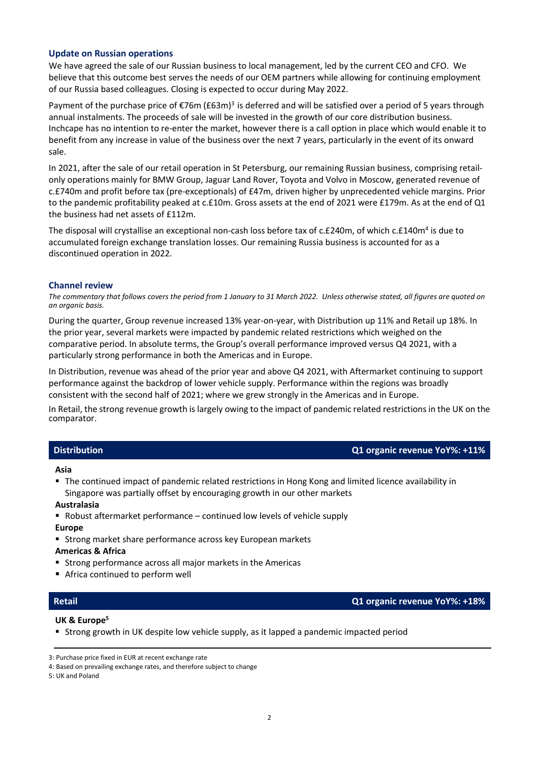## Update on Russian operations

We have agreed the sale of our Russian business to local management, led by the current CEO and CFO. We believe that this outcome best serves the needs of our OEM partners while allowing for continuing employment of our Russia based colleagues. Closing is expected to occur during May 2022.

Payment of the purchase price of €76m (£63m)[3] is deferred and will be satisfied over a period of 5 years through annual instalments. The proceeds of sale will be invested in the growth of our core distribution business. Inchcape has no intention to re-enter the market, however there is a call option in place which would enable it to benefit from any increase in value of the business over the next 7 years, particularly in the event of its onward sale.

In 2021, after the sale of our retail operation in St Petersburg, our remaining Russian business, comprising retail-only operations mainly for BMW Group, Jaguar Land Rover, Toyota and Volvo in Moscow, generated revenue of c.£740m and profit before tax (pre-exceptionals) of £47m, driven higher by unprecedented vehicle margins. Prior to the pandemic profitability peaked at c.£10m. Gross assets at the end of 2021 were £179m. As at the end of Q1 the business had net assets of £112m.

The disposal will crystallise an exceptional non-cash loss before tax of c.£240m, of which c.£140m[4] is due to accumulated foreign exchange translation losses. Our remaining Russia business is accounted for as a discontinued operation in 2022.

## Channel review

*The commentary that follows covers the period from 1 January to 31 March 2022. Unless otherwise stated, all figures are quoted on an organic basis.*

During the quarter, Group revenue increased 13% year-on-year, with Distribution up 11% and Retail up 18%. In the prior year, several markets were impacted by pandemic related restrictions which weighed on the comparative period. In absolute terms, the Group's overall performance improved versus Q4 2021, with a particularly strong performance in both the Americas and in Europe.

In Distribution, revenue was ahead of the prior year and above Q4 2021, with Aftermarket continuing to support performance against the backdrop of lower vehicle supply. Performance within the regions was broadly consistent with the second half of 2021; where we grew strongly in the Americas and in Europe.

In Retail, the strong revenue growth is largely owing to the impact of pandemic related restrictions in the UK on the comparator.

| Distribution | Q1 organic revenue YoY%: +11% |
|---|---|

**Asia**

- The continued impact of pandemic related restrictions in Hong Kong and limited licence availability in Singapore was partially offset by encouraging growth in our other markets

**Australasia**

- Robust aftermarket performance – continued low levels of vehicle supply

**Europe**

- Strong market share performance across key European markets

**Americas & Africa**

- Strong performance across all major markets in the Americas
- Africa continued to perform well

| Retail | Q1 organic revenue YoY%: +18% |
|---|---|

**UK & Europe[5]**

- Strong growth in UK despite low vehicle supply, as it lapped a pandemic impacted period

---

3: Purchase price fixed in EUR at recent exchange rate

4: Based on prevailing exchange rates, and therefore subject to change

5: UK and Poland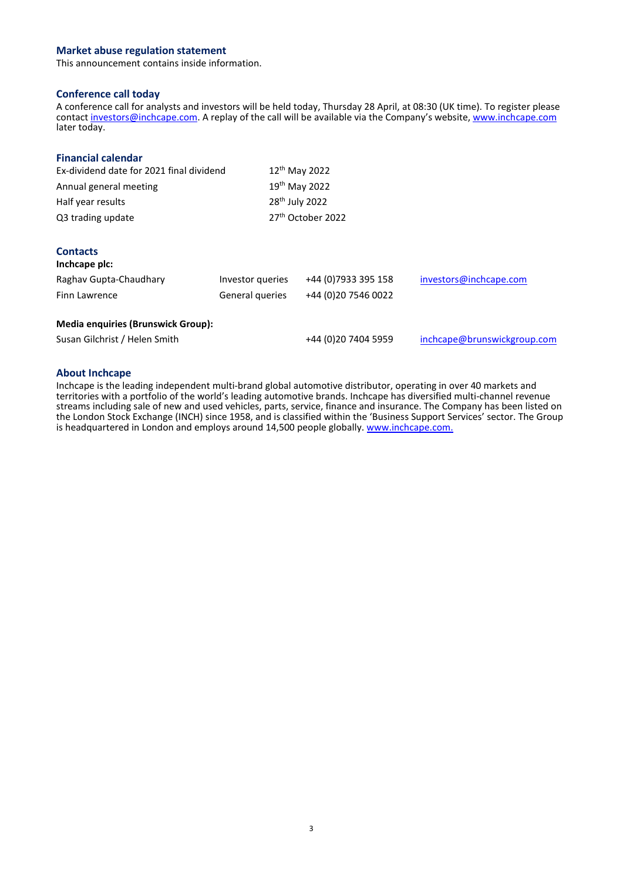## Market abuse regulation statement

This announcement contains inside information.

## Conference call today

A conference call for analysts and investors will be held today, Thursday 28 April, at 08:30 (UK time). To register please contact investors@inchcape.com. A replay of the call will be available via the Company's website, www.inchcape.com later today.

## Financial calendar

| | |
|---|---|
| Ex-dividend date for 2021 final dividend | 12th May 2022 |
| Annual general meeting | 19th May 2022 |
| Half year results | 28th July 2022 |
| Q3 trading update | 27th October 2022 |

## Contacts

**Inchcape plc:**

| | | | |
|---|---|---|---|
| Raghav Gupta-Chaudhary | Investor queries | +44 (0)7933 395 158 | investors@inchcape.com |
| Finn Lawrence | General queries | +44 (0)20 7546 0022 | |

**Media enquiries (Brunswick Group):**

| | | | |
|---|---|---|---|
| Susan Gilchrist / Helen Smith | | +44 (0)20 7404 5959 | inchcape@brunswickgroup.com |

## About Inchcape

Inchcape is the leading independent multi-brand global automotive distributor, operating in over 40 markets and territories with a portfolio of the world's leading automotive brands. Inchcape has diversified multi-channel revenue streams including sale of new and used vehicles, parts, service, finance and insurance. The Company has been listed on the London Stock Exchange (INCH) since 1958, and is classified within the 'Business Support Services' sector. The Group is headquartered in London and employs around 14,500 people globally. www.inchcape.com.